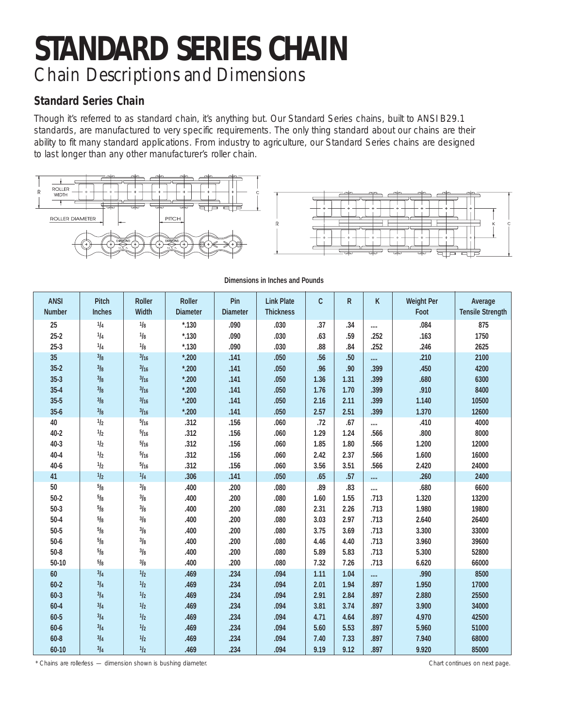# STANDARD SERIES CHAIN

## Chain Descriptions and Dimensions

### Standard Series Chain

Though it's referred to as standard chain, it's anything but. Our Standard Series chains, built to ANSI B29.1 standards, are manufactured to very specific requirements. The only thing standard about our chains are their ability to fit many standard applications. From industry to agriculture, our Standard Series chains are designed to last longer than any other manufacturer's roller chain.

**Dimensions in Inches and Pounds**

| ANSI Number | Pitch Inches | Roller Width | Roller Diameter | Pin Diameter | Link Plate Thickness | C | R | K | Weight Per Foot | Average Tensile Strength |
|---|---|---|---|---|---|---|---|---|---|---|
| 25 | 1/4 | 1/8 | *.130 | .090 | .030 | .37 | .34 | .... | .084 | 875 |
| 25-2 | 1/4 | 1/8 | *.130 | .090 | .030 | .63 | .59 | .252 | .163 | 1750 |
| 25-3 | 1/4 | 1/8 | *.130 | .090 | .030 | .88 | .84 | .252 | .246 | 2625 |
| 35 | 3/8 | 3/16 | *.200 | .141 | .050 | .56 | .50 | .... | .210 | 2100 |
| 35-2 | 3/8 | 3/16 | *.200 | .141 | .050 | .96 | .90 | .399 | .450 | 4200 |
| 35-3 | 3/8 | 3/16 | *.200 | .141 | .050 | 1.36 | 1.31 | .399 | .680 | 6300 |
| 35-4 | 3/8 | 3/16 | *.200 | .141 | .050 | 1.76 | 1.70 | .399 | .910 | 8400 |
| 35-5 | 3/8 | 3/16 | *.200 | .141 | .050 | 2.16 | 2.11 | .399 | 1.140 | 10500 |
| 35-6 | 3/8 | 3/16 | *.200 | .141 | .050 | 2.57 | 2.51 | .399 | 1.370 | 12600 |
| 40 | 1/2 | 5/16 | .312 | .156 | .060 | .72 | .67 | .... | .410 | 4000 |
| 40-2 | 1/2 | 5/16 | .312 | .156 | .060 | 1.29 | 1.24 | .566 | .800 | 8000 |
| 40-3 | 1/2 | 5/16 | .312 | .156 | .060 | 1.85 | 1.80 | .566 | 1.200 | 12000 |
| 40-4 | 1/2 | 5/16 | .312 | .156 | .060 | 2.42 | 2.37 | .566 | 1.600 | 16000 |
| 40-6 | 1/2 | 5/16 | .312 | .156 | .060 | 3.56 | 3.51 | .566 | 2.420 | 24000 |
| 41 | 1/2 | 1/4 | .306 | .141 | .050 | .65 | .57 | .... | .260 | 2400 |
| 50 | 5/8 | 3/8 | .400 | .200 | .080 | .89 | .83 | .... | .680 | 6600 |
| 50-2 | 5/8 | 3/8 | .400 | .200 | .080 | 1.60 | 1.55 | .713 | 1.320 | 13200 |
| 50-3 | 5/8 | 3/8 | .400 | .200 | .080 | 2.31 | 2.26 | .713 | 1.980 | 19800 |
| 50-4 | 5/8 | 3/8 | .400 | .200 | .080 | 3.03 | 2.97 | .713 | 2.640 | 26400 |
| 50-5 | 5/8 | 3/8 | .400 | .200 | .080 | 3.75 | 3.69 | .713 | 3.300 | 33000 |
| 50-6 | 5/8 | 3/8 | .400 | .200 | .080 | 4.46 | 4.40 | .713 | 3.960 | 39600 |
| 50-8 | 5/8 | 3/8 | .400 | .200 | .080 | 5.89 | 5.83 | .713 | 5.300 | 52800 |
| 50-10 | 5/8 | 3/8 | .400 | .200 | .080 | 7.32 | 7.26 | .713 | 6.620 | 66000 |
| 60 | 3/4 | 1/2 | .469 | .234 | .094 | 1.11 | 1.04 | .... | .990 | 8500 |
| 60-2 | 3/4 | 1/2 | .469 | .234 | .094 | 2.01 | 1.94 | .897 | 1.950 | 17000 |
| 60-3 | 3/4 | 1/2 | .469 | .234 | .094 | 2.91 | 2.84 | .897 | 2.880 | 25500 |
| 60-4 | 3/4 | 1/2 | .469 | .234 | .094 | 3.81 | 3.74 | .897 | 3.900 | 34000 |
| 60-5 | 3/4 | 1/2 | .469 | .234 | .094 | 4.71 | 4.64 | .897 | 4.970 | 42500 |
| 60-6 | 3/4 | 1/2 | .469 | .234 | .094 | 5.60 | 5.53 | .897 | 5.960 | 51000 |
| 60-8 | 3/4 | 1/2 | .469 | .234 | .094 | 7.40 | 7.33 | .897 | 7.940 | 68000 |
| 60-10 | 3/4 | 1/2 | .469 | .234 | .094 | 9.19 | 9.12 | .897 | 9.920 | 85000 |

\* Chains are rollerless — dimension shown is bushing diameter.

Chart continues on next page.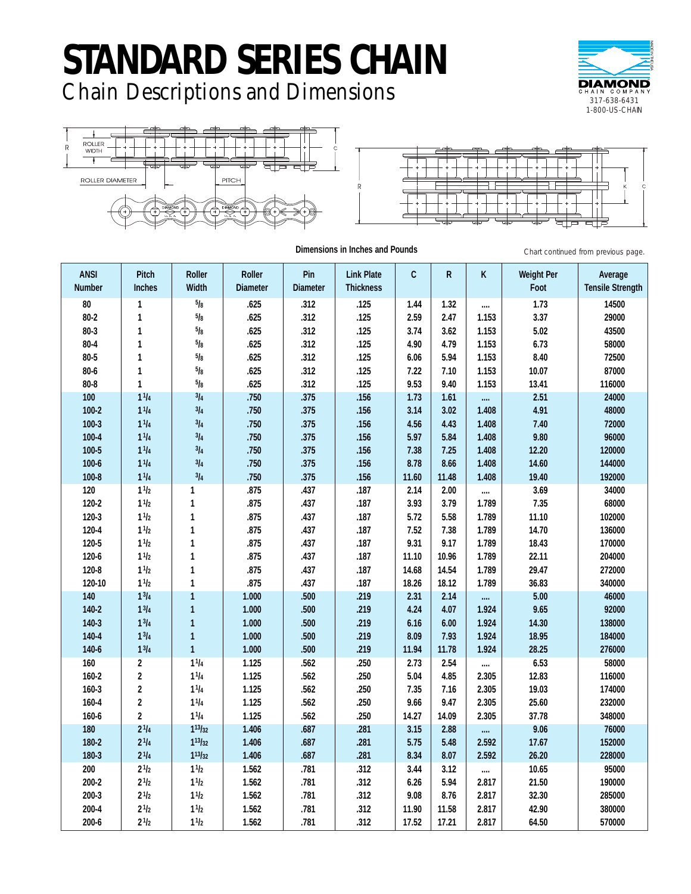# STANDARD SERIES CHAIN

## Chain Descriptions and Dimensions

DIAMOND CHAIN COMPANY
317-638-6431
1-800-US-CHAIN

ROLLER WIDTH
R
C
ROLLER DIAMETER
PITCH
R
K
C

**Dimensions in Inches and Pounds**

Chart continued from previous page.

| ANSI Number | Pitch Inches | Roller Width | Roller Diameter | Pin Diameter | Link Plate Thickness | C | R | K | Weight Per Foot | Average Tensile Strength |
|---|---|---|---|---|---|---|---|---|---|---|
| 80 | 1 | 5/8 | .625 | .312 | .125 | 1.44 | 1.32 | .... | 1.73 | 14500 |
| 80-2 | 1 | 5/8 | .625 | .312 | .125 | 2.59 | 2.47 | 1.153 | 3.37 | 29000 |
| 80-3 | 1 | 5/8 | .625 | .312 | .125 | 3.74 | 3.62 | 1.153 | 5.02 | 43500 |
| 80-4 | 1 | 5/8 | .625 | .312 | .125 | 4.90 | 4.79 | 1.153 | 6.73 | 58000 |
| 80-5 | 1 | 5/8 | .625 | .312 | .125 | 6.06 | 5.94 | 1.153 | 8.40 | 72500 |
| 80-6 | 1 | 5/8 | .625 | .312 | .125 | 7.22 | 7.10 | 1.153 | 10.07 | 87000 |
| 80-8 | 1 | 5/8 | .625 | .312 | .125 | 9.53 | 9.40 | 1.153 | 13.41 | 116000 |
| 100 | 1 1/4 | 3/4 | .750 | .375 | .156 | 1.73 | 1.61 | .... | 2.51 | 24000 |
| 100-2 | 1 1/4 | 3/4 | .750 | .375 | .156 | 3.14 | 3.02 | 1.408 | 4.91 | 48000 |
| 100-3 | 1 1/4 | 3/4 | .750 | .375 | .156 | 4.56 | 4.43 | 1.408 | 7.40 | 72000 |
| 100-4 | 1 1/4 | 3/4 | .750 | .375 | .156 | 5.97 | 5.84 | 1.408 | 9.80 | 96000 |
| 100-5 | 1 1/4 | 3/4 | .750 | .375 | .156 | 7.38 | 7.25 | 1.408 | 12.20 | 120000 |
| 100-6 | 1 1/4 | 3/4 | .750 | .375 | .156 | 8.78 | 8.66 | 1.408 | 14.60 | 144000 |
| 100-8 | 1 1/4 | 3/4 | .750 | .375 | .156 | 11.60 | 11.48 | 1.408 | 19.40 | 192000 |
| 120 | 1 1/2 | 1 | .875 | .437 | .187 | 2.14 | 2.00 | .... | 3.69 | 34000 |
| 120-2 | 1 1/2 | 1 | .875 | .437 | .187 | 3.93 | 3.79 | 1.789 | 7.35 | 68000 |
| 120-3 | 1 1/2 | 1 | .875 | .437 | .187 | 5.72 | 5.58 | 1.789 | 11.10 | 102000 |
| 120-4 | 1 1/2 | 1 | .875 | .437 | .187 | 7.52 | 7.38 | 1.789 | 14.70 | 136000 |
| 120-5 | 1 1/2 | 1 | .875 | .437 | .187 | 9.31 | 9.17 | 1.789 | 18.43 | 170000 |
| 120-6 | 1 1/2 | 1 | .875 | .437 | .187 | 11.10 | 10.96 | 1.789 | 22.11 | 204000 |
| 120-8 | 1 1/2 | 1 | .875 | .437 | .187 | 14.68 | 14.54 | 1.789 | 29.47 | 272000 |
| 120-10 | 1 1/2 | 1 | .875 | .437 | .187 | 18.26 | 18.12 | 1.789 | 36.83 | 340000 |
| 140 | 1 3/4 | 1 | 1.000 | .500 | .219 | 2.31 | 2.14 | .... | 5.00 | 46000 |
| 140-2 | 1 3/4 | 1 | 1.000 | .500 | .219 | 4.24 | 4.07 | 1.924 | 9.65 | 92000 |
| 140-3 | 1 3/4 | 1 | 1.000 | .500 | .219 | 6.16 | 6.00 | 1.924 | 14.30 | 138000 |
| 140-4 | 1 3/4 | 1 | 1.000 | .500 | .219 | 8.09 | 7.93 | 1.924 | 18.95 | 184000 |
| 140-6 | 1 3/4 | 1 | 1.000 | .500 | .219 | 11.94 | 11.78 | 1.924 | 28.25 | 276000 |
| 160 | 2 | 1 1/4 | 1.125 | .562 | .250 | 2.73 | 2.54 | .... | 6.53 | 58000 |
| 160-2 | 2 | 1 1/4 | 1.125 | .562 | .250 | 5.04 | 4.85 | 2.305 | 12.83 | 116000 |
| 160-3 | 2 | 1 1/4 | 1.125 | .562 | .250 | 7.35 | 7.16 | 2.305 | 19.03 | 174000 |
| 160-4 | 2 | 1 1/4 | 1.125 | .562 | .250 | 9.66 | 9.47 | 2.305 | 25.60 | 232000 |
| 160-6 | 2 | 1 1/4 | 1.125 | .562 | .250 | 14.27 | 14.09 | 2.305 | 37.78 | 348000 |
| 180 | 2 1/4 | 1 13/32 | 1.406 | .687 | .281 | 3.15 | 2.88 | .... | 9.06 | 76000 |
| 180-2 | 2 1/4 | 1 13/32 | 1.406 | .687 | .281 | 5.75 | 5.48 | 2.592 | 17.67 | 152000 |
| 180-3 | 2 1/4 | 1 13/32 | 1.406 | .687 | .281 | 8.34 | 8.07 | 2.592 | 26.20 | 228000 |
| 200 | 2 1/2 | 1 1/2 | 1.562 | .781 | .312 | 3.44 | 3.12 | .... | 10.65 | 95000 |
| 200-2 | 2 1/2 | 1 1/2 | 1.562 | .781 | .312 | 6.26 | 5.94 | 2.817 | 21.50 | 190000 |
| 200-3 | 2 1/2 | 1 1/2 | 1.562 | .781 | .312 | 9.08 | 8.76 | 2.817 | 32.30 | 285000 |
| 200-4 | 2 1/2 | 1 1/2 | 1.562 | .781 | .312 | 11.90 | 11.58 | 2.817 | 42.90 | 380000 |
| 200-6 | 2 1/2 | 1 1/2 | 1.562 | .781 | .312 | 17.52 | 17.21 | 2.817 | 64.50 | 570000 |